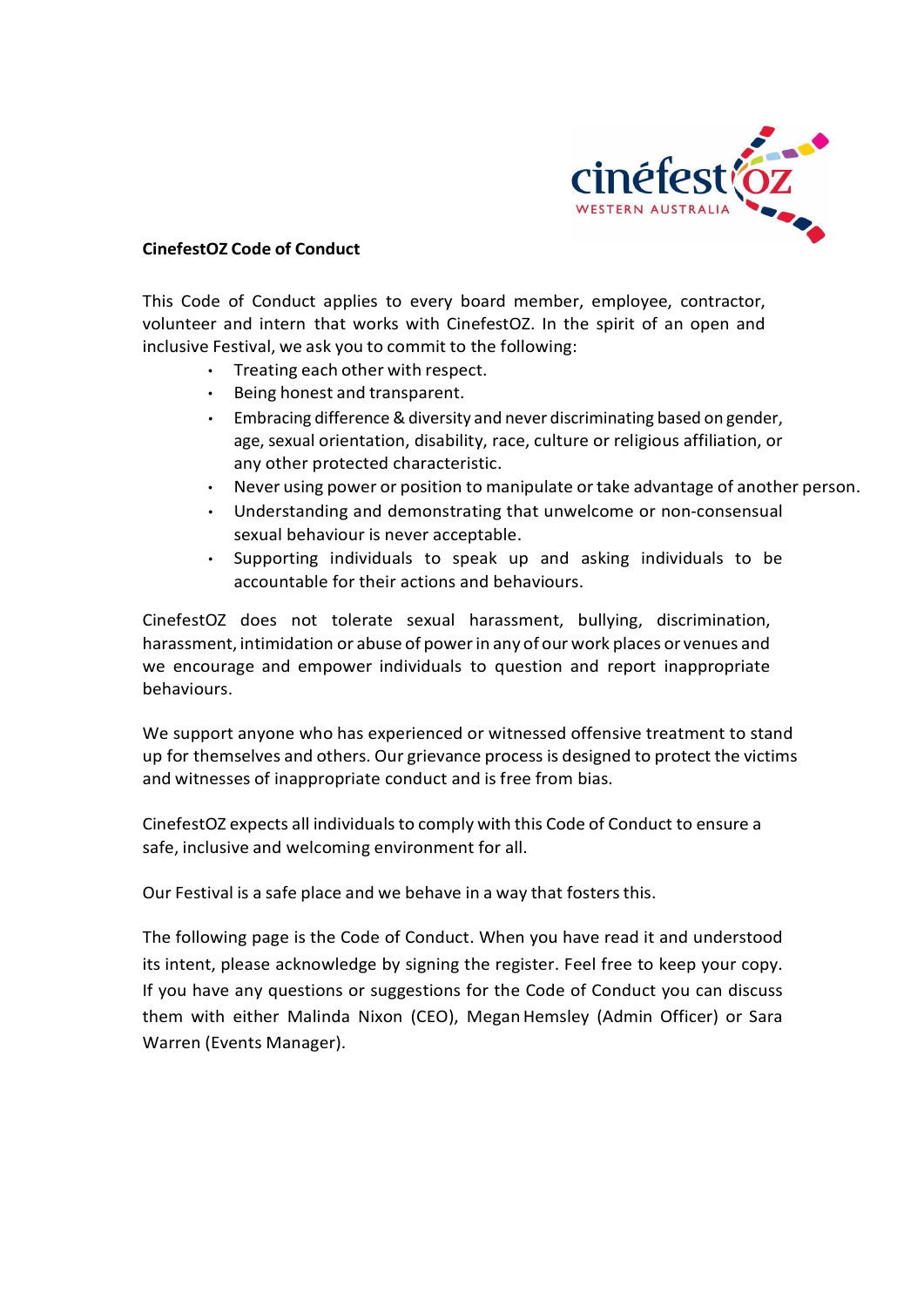**CinefestOZ Code of Conduct**

This Code of Conduct applies to every board member, employee, contractor, volunteer and intern that works with CinefestOZ. In the spirit of an open and inclusive Festival, we ask you to commit to the following:

- Treating each other with respect.
- Being honest and transparent.
- Embracing difference & diversity and never discriminating based on gender, age, sexual orientation, disability, race, culture or religious affiliation, or any other protected characteristic.
- Never using power or position to manipulate or take advantage of another person.
- Understanding and demonstrating that unwelcome or non-consensual sexual behaviour is never acceptable.
- Supporting individuals to speak up and asking individuals to be accountable for their actions and behaviours.

CinefestOZ does not tolerate sexual harassment, bullying, discrimination, harassment, intimidation or abuse of power in any of our work places or venues and we encourage and empower individuals to question and report inappropriate behaviours.

We support anyone who has experienced or witnessed offensive treatment to stand up for themselves and others. Our grievance process is designed to protect the victims and witnesses of inappropriate conduct and is free from bias.

CinefestOZ expects all individuals to comply with this Code of Conduct to ensure a safe, inclusive and welcoming environment for all.

Our Festival is a safe place and we behave in a way that fosters this.

The following page is the Code of Conduct. When you have read it and understood its intent, please acknowledge by signing the register. Feel free to keep your copy. If you have any questions or suggestions for the Code of Conduct you can discuss them with either Malinda Nixon (CEO), Megan Hemsley (Admin Officer) or Sara Warren (Events Manager).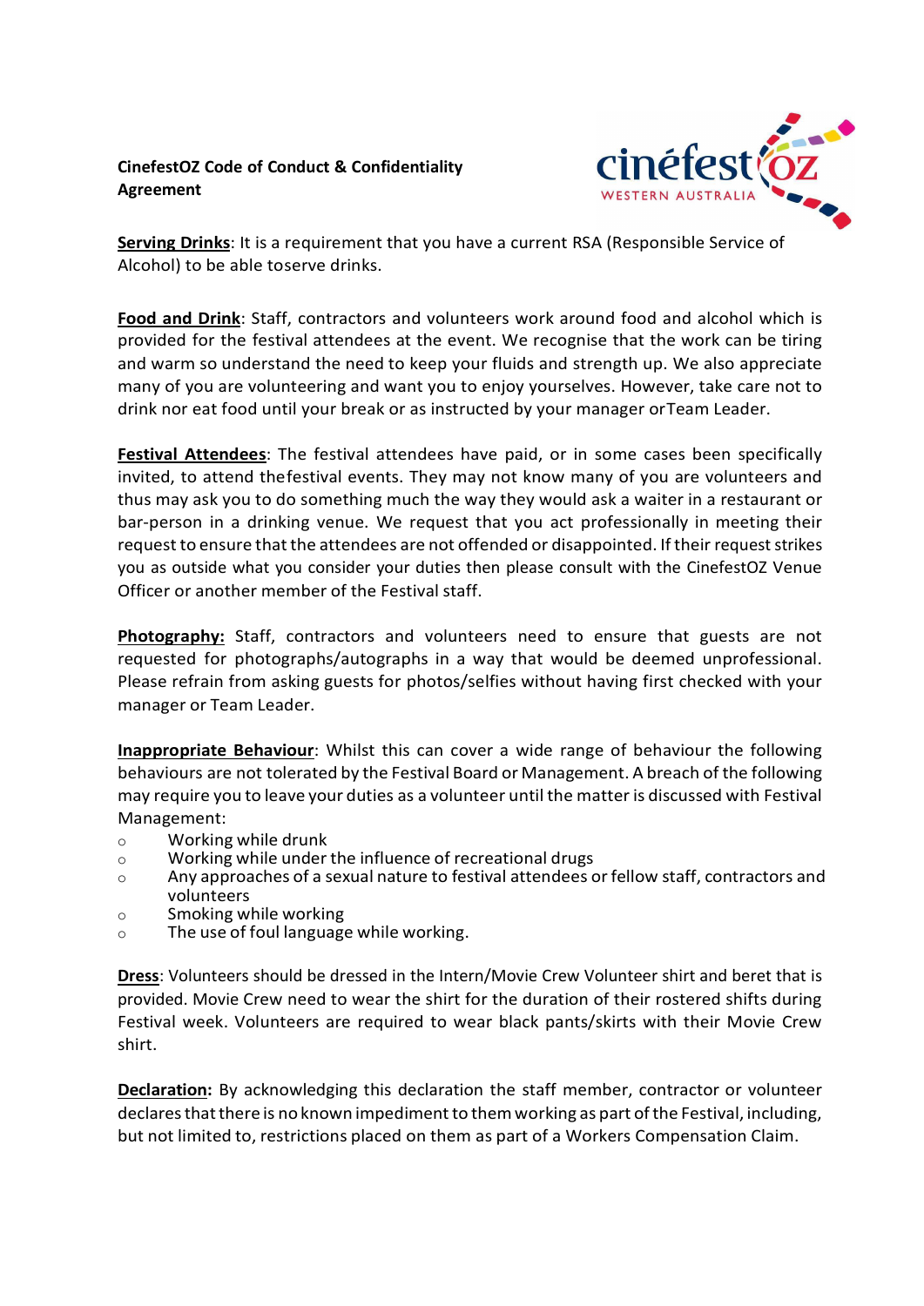**CinefestOZ Code of Conduct & Confidentiality Agreement**

**Serving Drinks**: It is a requirement that you have a current RSA (Responsible Service of Alcohol) to be able toserve drinks.

**Food and Drink**: Staff, contractors and volunteers work around food and alcohol which is provided for the festival attendees at the event. We recognise that the work can be tiring and warm so understand the need to keep your fluids and strength up. We also appreciate many of you are volunteering and want you to enjoy yourselves. However, take care not to drink nor eat food until your break or as instructed by your manager orTeam Leader.

**Festival Attendees**: The festival attendees have paid, or in some cases been specifically invited, to attend thefestival events. They may not know many of you are volunteers and thus may ask you to do something much the way they would ask a waiter in a restaurant or bar-person in a drinking venue. We request that you act professionally in meeting their request to ensure that the attendees are not offended or disappointed. If their request strikes you as outside what you consider your duties then please consult with the CinefestOZ Venue Officer or another member of the Festival staff.

**Photography:** Staff, contractors and volunteers need to ensure that guests are not requested for photographs/autographs in a way that would be deemed unprofessional. Please refrain from asking guests for photos/selfies without having first checked with your manager or Team Leader.

**Inappropriate Behaviour**: Whilst this can cover a wide range of behaviour the following behaviours are not tolerated by the Festival Board or Management. A breach of the following may require you to leave your duties as a volunteer until the matter is discussed with Festival Management:

- Working while drunk
- Working while under the influence of recreational drugs
- Any approaches of a sexual nature to festival attendees or fellow staff, contractors and volunteers
- Smoking while working
- The use of foul language while working.

**Dress**: Volunteers should be dressed in the Intern/Movie Crew Volunteer shirt and beret that is provided. Movie Crew need to wear the shirt for the duration of their rostered shifts during Festival week. Volunteers are required to wear black pants/skirts with their Movie Crew shirt.

**Declaration:** By acknowledging this declaration the staff member, contractor or volunteer declares that there is no known impediment to them working as part of the Festival, including, but not limited to, restrictions placed on them as part of a Workers Compensation Claim.